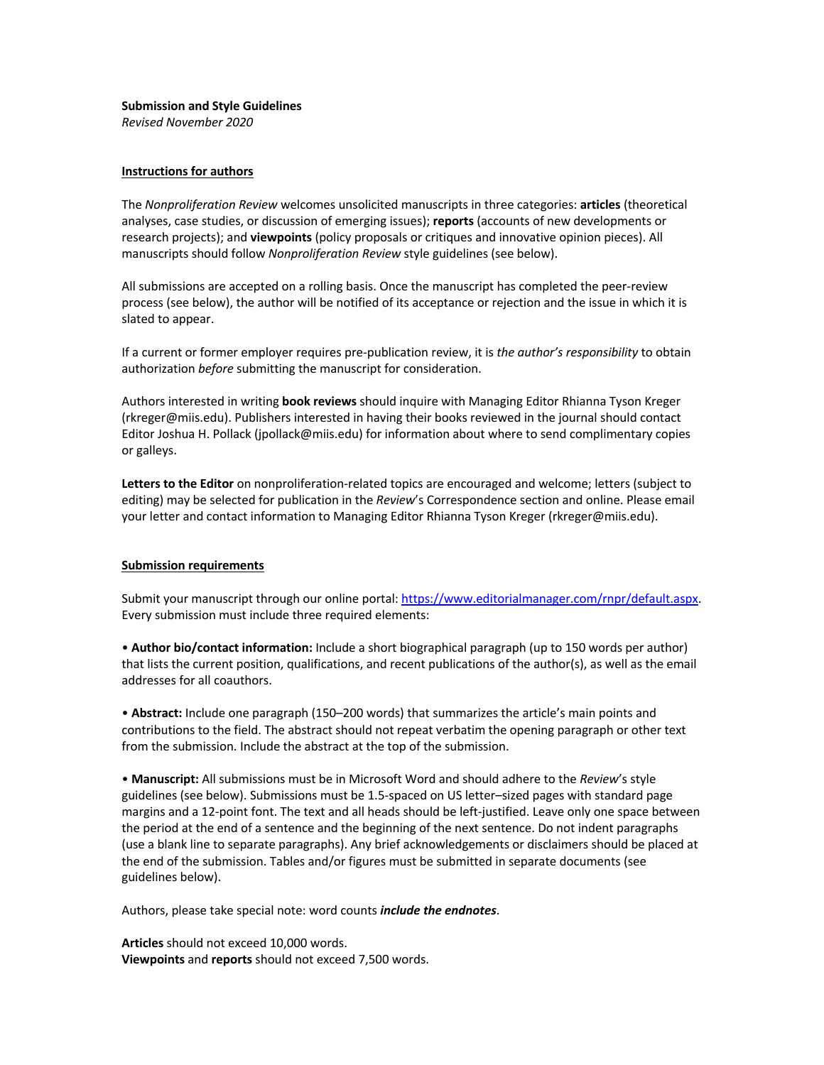**Submission and Style Guidelines**
*Revised November 2020*

## Instructions for authors

The *Nonproliferation Review* welcomes unsolicited manuscripts in three categories: **articles** (theoretical analyses, case studies, or discussion of emerging issues); **reports** (accounts of new developments or research projects); and **viewpoints** (policy proposals or critiques and innovative opinion pieces). All manuscripts should follow *Nonproliferation Review* style guidelines (see below).

All submissions are accepted on a rolling basis. Once the manuscript has completed the peer-review process (see below), the author will be notified of its acceptance or rejection and the issue in which it is slated to appear.

If a current or former employer requires pre-publication review, it is *the author's responsibility* to obtain authorization *before* submitting the manuscript for consideration.

Authors interested in writing **book reviews** should inquire with Managing Editor Rhianna Tyson Kreger (rkreger@miis.edu). Publishers interested in having their books reviewed in the journal should contact Editor Joshua H. Pollack (jpollack@miis.edu) for information about where to send complimentary copies or galleys.

**Letters to the Editor** on nonproliferation-related topics are encouraged and welcome; letters (subject to editing) may be selected for publication in the *Review*'s Correspondence section and online. Please email your letter and contact information to Managing Editor Rhianna Tyson Kreger (rkreger@miis.edu).

## Submission requirements

Submit your manuscript through our online portal: https://www.editorialmanager.com/rnpr/default.aspx. Every submission must include three required elements:

• **Author bio/contact information:** Include a short biographical paragraph (up to 150 words per author) that lists the current position, qualifications, and recent publications of the author(s), as well as the email addresses for all coauthors.

• **Abstract:** Include one paragraph (150–200 words) that summarizes the article's main points and contributions to the field. The abstract should not repeat verbatim the opening paragraph or other text from the submission. Include the abstract at the top of the submission.

• **Manuscript:** All submissions must be in Microsoft Word and should adhere to the *Review*'s style guidelines (see below). Submissions must be 1.5-spaced on US letter–sized pages with standard page margins and a 12-point font. The text and all heads should be left-justified. Leave only one space between the period at the end of a sentence and the beginning of the next sentence. Do not indent paragraphs (use a blank line to separate paragraphs). Any brief acknowledgements or disclaimers should be placed at the end of the submission. Tables and/or figures must be submitted in separate documents (see guidelines below).

Authors, please take special note: word counts ***include the endnotes***.

**Articles** should not exceed 10,000 words.
**Viewpoints** and **reports** should not exceed 7,500 words.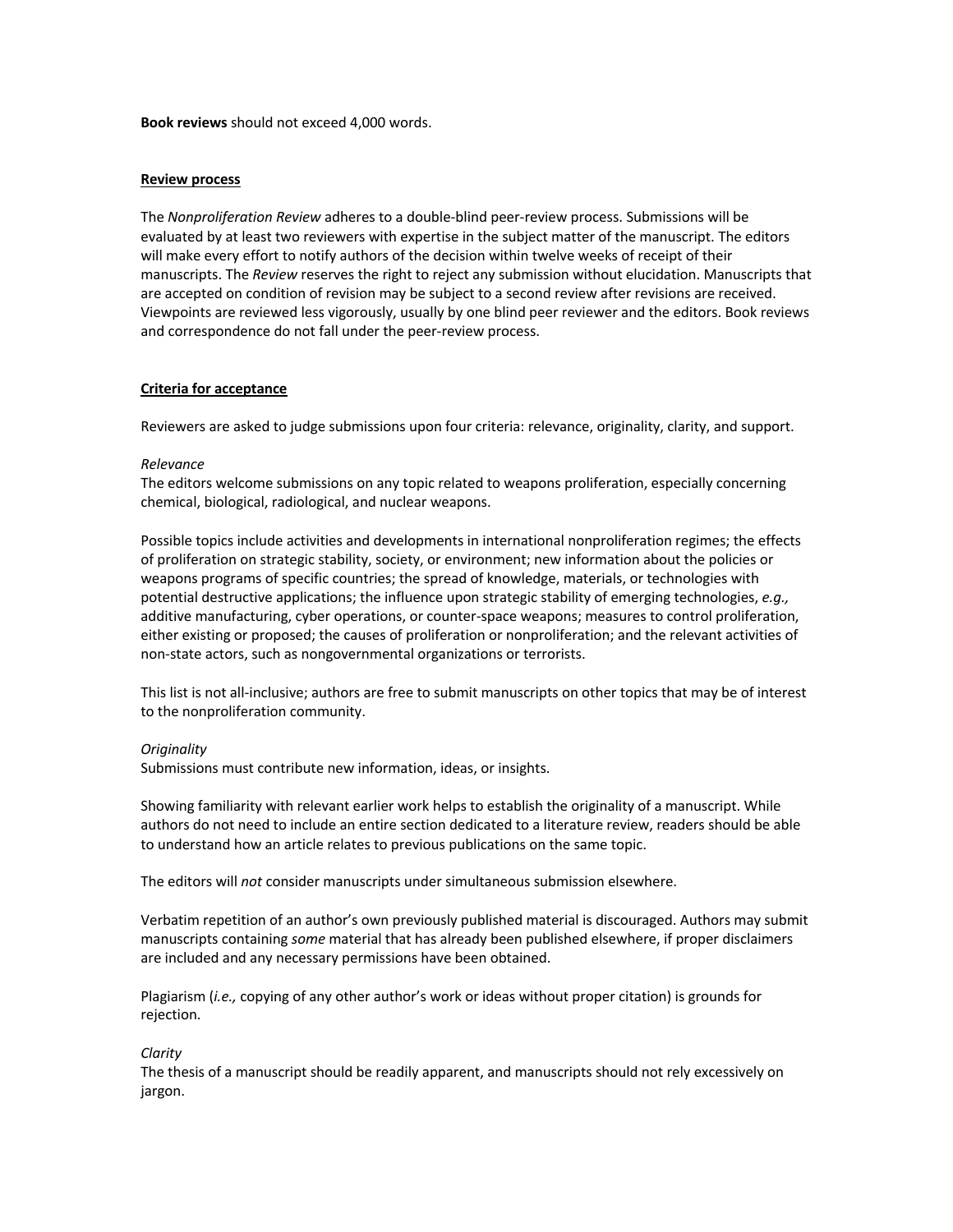**Book reviews** should not exceed 4,000 words.

## Review process

The *Nonproliferation Review* adheres to a double-blind peer-review process. Submissions will be evaluated by at least two reviewers with expertise in the subject matter of the manuscript. The editors will make every effort to notify authors of the decision within twelve weeks of receipt of their manuscripts. The *Review* reserves the right to reject any submission without elucidation. Manuscripts that are accepted on condition of revision may be subject to a second review after revisions are received. Viewpoints are reviewed less vigorously, usually by one blind peer reviewer and the editors. Book reviews and correspondence do not fall under the peer-review process.

## Criteria for acceptance

Reviewers are asked to judge submissions upon four criteria: relevance, originality, clarity, and support.

### *Relevance*

The editors welcome submissions on any topic related to weapons proliferation, especially concerning chemical, biological, radiological, and nuclear weapons.

Possible topics include activities and developments in international nonproliferation regimes; the effects of proliferation on strategic stability, society, or environment; new information about the policies or weapons programs of specific countries; the spread of knowledge, materials, or technologies with potential destructive applications; the influence upon strategic stability of emerging technologies, *e.g.,* additive manufacturing, cyber operations, or counter-space weapons; measures to control proliferation, either existing or proposed; the causes of proliferation or nonproliferation; and the relevant activities of non-state actors, such as nongovernmental organizations or terrorists.

This list is not all-inclusive; authors are free to submit manuscripts on other topics that may be of interest to the nonproliferation community.

### *Originality*

Submissions must contribute new information, ideas, or insights.

Showing familiarity with relevant earlier work helps to establish the originality of a manuscript. While authors do not need to include an entire section dedicated to a literature review, readers should be able to understand how an article relates to previous publications on the same topic.

The editors will *not* consider manuscripts under simultaneous submission elsewhere.

Verbatim repetition of an author's own previously published material is discouraged. Authors may submit manuscripts containing *some* material that has already been published elsewhere, if proper disclaimers are included and any necessary permissions have been obtained.

Plagiarism (*i.e.,* copying of any other author's work or ideas without proper citation) is grounds for rejection.

### *Clarity*

The thesis of a manuscript should be readily apparent, and manuscripts should not rely excessively on jargon.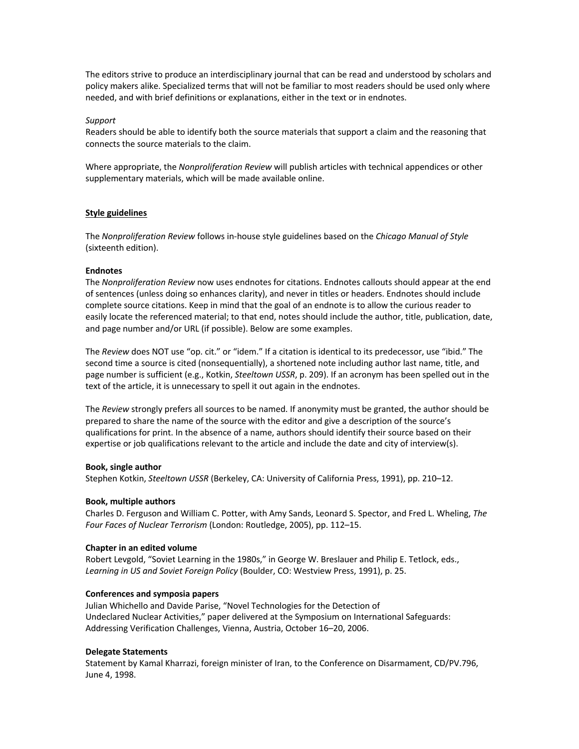The editors strive to produce an interdisciplinary journal that can be read and understood by scholars and policy makers alike. Specialized terms that will not be familiar to most readers should be used only where needed, and with brief definitions or explanations, either in the text or in endnotes.

*Support*

Readers should be able to identify both the source materials that support a claim and the reasoning that connects the source materials to the claim.

Where appropriate, the *Nonproliferation Review* will publish articles with technical appendices or other supplementary materials, which will be made available online.

## Style guidelines

The *Nonproliferation Review* follows in-house style guidelines based on the *Chicago Manual of Style* (sixteenth edition).

### Endnotes

The *Nonproliferation Review* now uses endnotes for citations. Endnotes callouts should appear at the end of sentences (unless doing so enhances clarity), and never in titles or headers. Endnotes should include complete source citations. Keep in mind that the goal of an endnote is to allow the curious reader to easily locate the referenced material; to that end, notes should include the author, title, publication, date, and page number and/or URL (if possible). Below are some examples.

The *Review* does NOT use "op. cit." or "idem." If a citation is identical to its predecessor, use "ibid." The second time a source is cited (nonsequentially), a shortened note including author last name, title, and page number is sufficient (e.g., Kotkin, *Steeltown USSR*, p. 209). If an acronym has been spelled out in the text of the article, it is unnecessary to spell it out again in the endnotes.

The *Review* strongly prefers all sources to be named. If anonymity must be granted, the author should be prepared to share the name of the source with the editor and give a description of the source's qualifications for print. In the absence of a name, authors should identify their source based on their expertise or job qualifications relevant to the article and include the date and city of interview(s).

**Book, single author**

Stephen Kotkin, *Steeltown USSR* (Berkeley, CA: University of California Press, 1991), pp. 210–12.

**Book, multiple authors**

Charles D. Ferguson and William C. Potter, with Amy Sands, Leonard S. Spector, and Fred L. Wheling, *The Four Faces of Nuclear Terrorism* (London: Routledge, 2005), pp. 112–15.

**Chapter in an edited volume**

Robert Levgold, "Soviet Learning in the 1980s," in George W. Breslauer and Philip E. Tetlock, eds., *Learning in US and Soviet Foreign Policy* (Boulder, CO: Westview Press, 1991), p. 25.

**Conferences and symposia papers**

Julian Whichello and Davide Parise, "Novel Technologies for the Detection of Undeclared Nuclear Activities," paper delivered at the Symposium on International Safeguards: Addressing Verification Challenges, Vienna, Austria, October 16–20, 2006.

**Delegate Statements**

Statement by Kamal Kharrazi, foreign minister of Iran, to the Conference on Disarmament, CD/PV.796, June 4, 1998.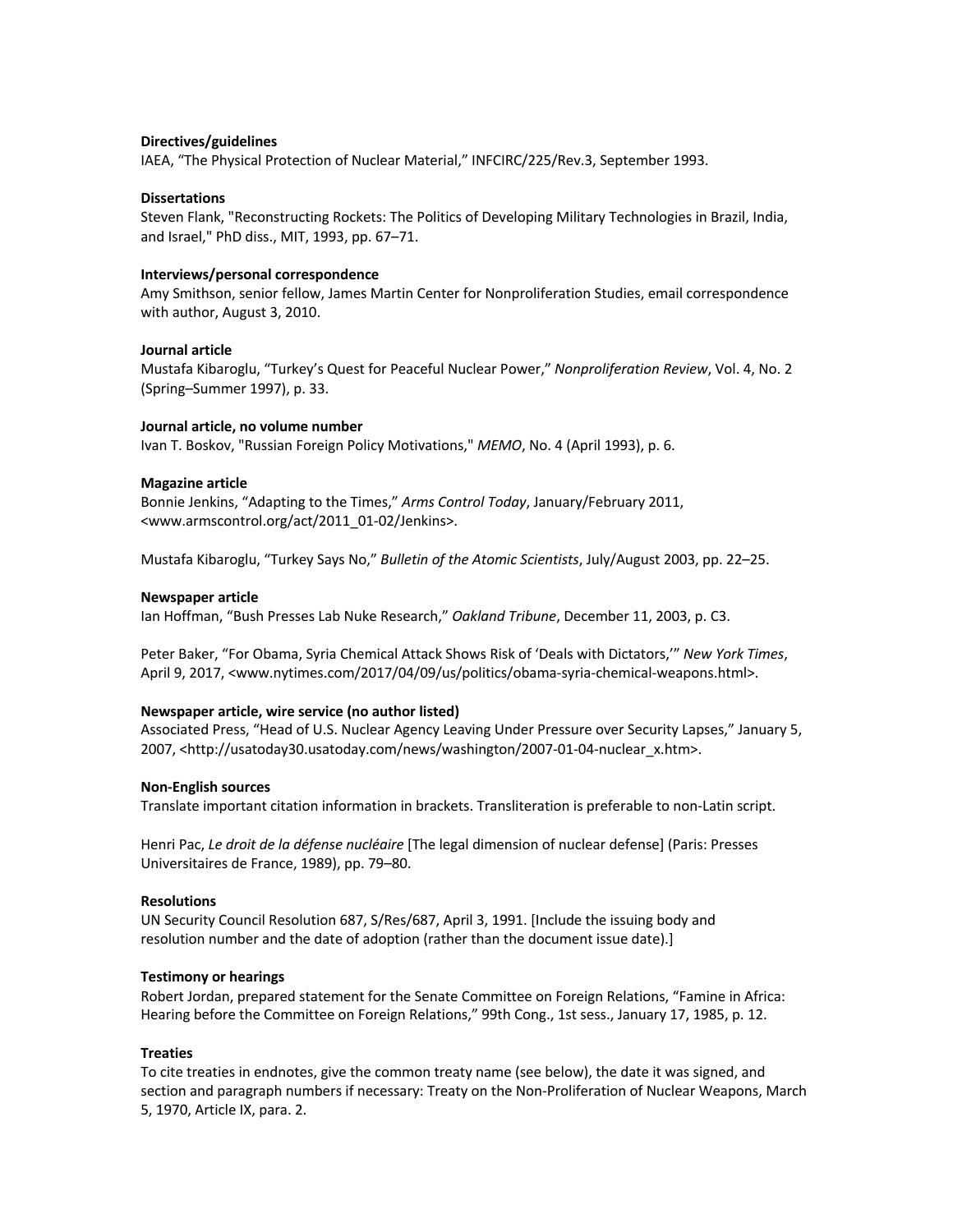**Directives/guidelines**

IAEA, "The Physical Protection of Nuclear Material," INFCIRC/225/Rev.3, September 1993.

**Dissertations**

Steven Flank, "Reconstructing Rockets: The Politics of Developing Military Technologies in Brazil, India, and Israel," PhD diss., MIT, 1993, pp. 67–71.

**Interviews/personal correspondence**

Amy Smithson, senior fellow, James Martin Center for Nonproliferation Studies, email correspondence with author, August 3, 2010.

**Journal article**

Mustafa Kibaroglu, "Turkey's Quest for Peaceful Nuclear Power," *Nonproliferation Review*, Vol. 4, No. 2 (Spring–Summer 1997), p. 33.

**Journal article, no volume number**

Ivan T. Boskov, "Russian Foreign Policy Motivations," *MEMO*, No. 4 (April 1993), p. 6.

**Magazine article**

Bonnie Jenkins, "Adapting to the Times," *Arms Control Today*, January/February 2011, <www.armscontrol.org/act/2011_01-02/Jenkins>.

Mustafa Kibaroglu, "Turkey Says No," *Bulletin of the Atomic Scientists*, July/August 2003, pp. 22–25.

**Newspaper article**

Ian Hoffman, "Bush Presses Lab Nuke Research," *Oakland Tribune*, December 11, 2003, p. C3.

Peter Baker, "For Obama, Syria Chemical Attack Shows Risk of 'Deals with Dictators,'" *New York Times*, April 9, 2017, <www.nytimes.com/2017/04/09/us/politics/obama-syria-chemical-weapons.html>.

**Newspaper article, wire service (no author listed)**

Associated Press, "Head of U.S. Nuclear Agency Leaving Under Pressure over Security Lapses," January 5, 2007, <http://usatoday30.usatoday.com/news/washington/2007-01-04-nuclear_x.htm>.

**Non-English sources**

Translate important citation information in brackets. Transliteration is preferable to non-Latin script.

Henri Pac, *Le droit de la défense nucléaire* [The legal dimension of nuclear defense] (Paris: Presses Universitaires de France, 1989), pp. 79–80.

**Resolutions**

UN Security Council Resolution 687, S/Res/687, April 3, 1991. [Include the issuing body and resolution number and the date of adoption (rather than the document issue date).]

**Testimony or hearings**

Robert Jordan, prepared statement for the Senate Committee on Foreign Relations, "Famine in Africa: Hearing before the Committee on Foreign Relations," 99th Cong., 1st sess., January 17, 1985, p. 12.

**Treaties**

To cite treaties in endnotes, give the common treaty name (see below), the date it was signed, and section and paragraph numbers if necessary: Treaty on the Non-Proliferation of Nuclear Weapons, March 5, 1970, Article IX, para. 2.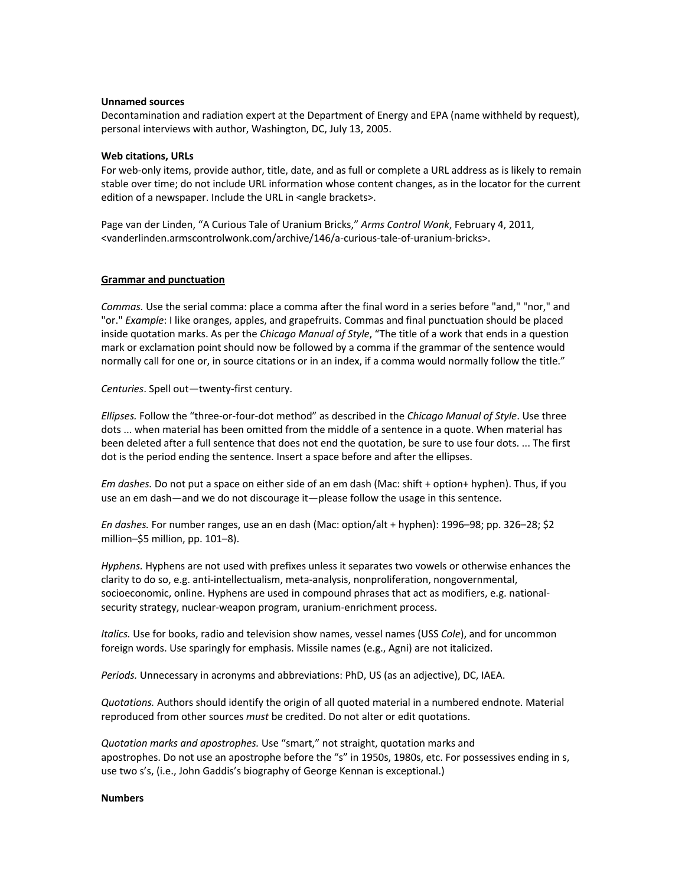**Unnamed sources**

Decontamination and radiation expert at the Department of Energy and EPA (name withheld by request), personal interviews with author, Washington, DC, July 13, 2005.

**Web citations, URLs**

For web-only items, provide author, title, date, and as full or complete a URL address as is likely to remain stable over time; do not include URL information whose content changes, as in the locator for the current edition of a newspaper. Include the URL in <angle brackets>.

Page van der Linden, "A Curious Tale of Uranium Bricks," *Arms Control Wonk*, February 4, 2011, <vanderlinden.armscontrolwonk.com/archive/146/a-curious-tale-of-uranium-bricks>.

## Grammar and punctuation

*Commas.* Use the serial comma: place a comma after the final word in a series before "and," "nor," and "or." *Example*: I like oranges, apples, and grapefruits. Commas and final punctuation should be placed inside quotation marks. As per the *Chicago Manual of Style*, "The title of a work that ends in a question mark or exclamation point should now be followed by a comma if the grammar of the sentence would normally call for one or, in source citations or in an index, if a comma would normally follow the title."

*Centuries*. Spell out—twenty-first century.

*Ellipses.* Follow the "three-or-four-dot method" as described in the *Chicago Manual of Style*. Use three dots ... when material has been omitted from the middle of a sentence in a quote. When material has been deleted after a full sentence that does not end the quotation, be sure to use four dots. ... The first dot is the period ending the sentence. Insert a space before and after the ellipses.

*Em dashes.* Do not put a space on either side of an em dash (Mac: shift + option+ hyphen). Thus, if you use an em dash—and we do not discourage it—please follow the usage in this sentence.

*En dashes.* For number ranges, use an en dash (Mac: option/alt + hyphen): 1996–98; pp. 326–28; $2 million–$5 million, pp. 101–8).

*Hyphens.* Hyphens are not used with prefixes unless it separates two vowels or otherwise enhances the clarity to do so, e.g. anti-intellectualism, meta-analysis, nonproliferation, nongovernmental, socioeconomic, online. Hyphens are used in compound phrases that act as modifiers, e.g. national-security strategy, nuclear-weapon program, uranium-enrichment process.

*Italics.* Use for books, radio and television show names, vessel names (USS *Cole*), and for uncommon foreign words. Use sparingly for emphasis. Missile names (e.g., Agni) are not italicized.

*Periods.* Unnecessary in acronyms and abbreviations: PhD, US (as an adjective), DC, IAEA.

*Quotations.* Authors should identify the origin of all quoted material in a numbered endnote. Material reproduced from other sources *must* be credited. Do not alter or edit quotations.

*Quotation marks and apostrophes.* Use "smart," not straight, quotation marks and apostrophes. Do not use an apostrophe before the "s" in 1950s, 1980s, etc. For possessives ending in s, use two s's, (i.e., John Gaddis's biography of George Kennan is exceptional.)

**Numbers**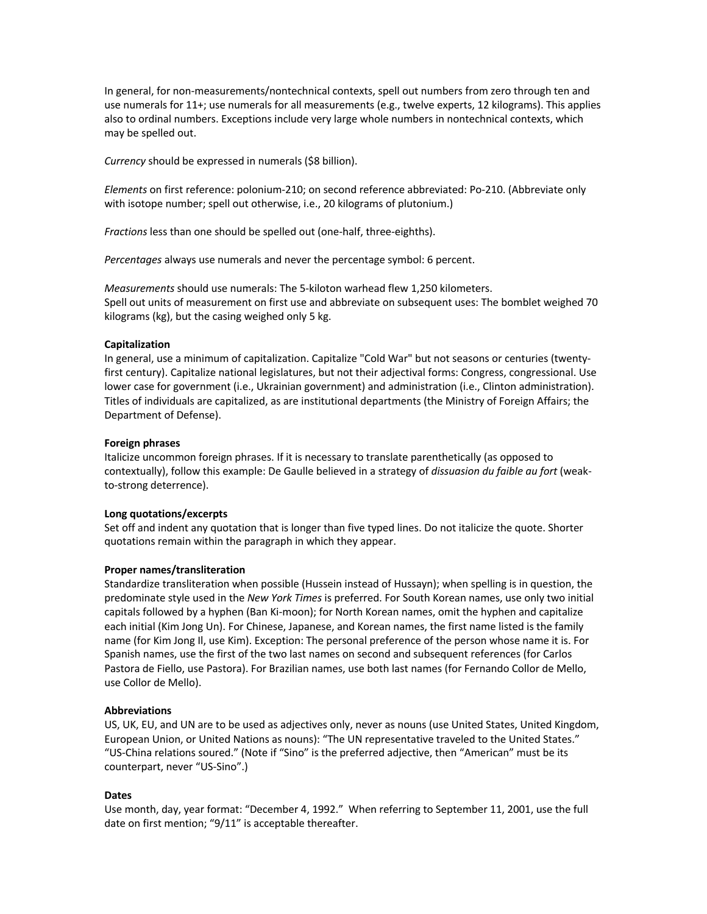In general, for non-measurements/nontechnical contexts, spell out numbers from zero through ten and use numerals for 11+; use numerals for all measurements (e.g., twelve experts, 12 kilograms). This applies also to ordinal numbers. Exceptions include very large whole numbers in nontechnical contexts, which may be spelled out.

*Currency* should be expressed in numerals ($8 billion).

*Elements* on first reference: polonium-210; on second reference abbreviated: Po-210. (Abbreviate only with isotope number; spell out otherwise, i.e., 20 kilograms of plutonium.)

*Fractions* less than one should be spelled out (one-half, three-eighths).

*Percentages* always use numerals and never the percentage symbol: 6 percent.

*Measurements* should use numerals: The 5-kiloton warhead flew 1,250 kilometers.
Spell out units of measurement on first use and abbreviate on subsequent uses: The bomblet weighed 70 kilograms (kg), but the casing weighed only 5 kg.

**Capitalization**
In general, use a minimum of capitalization. Capitalize "Cold War" but not seasons or centuries (twenty-first century). Capitalize national legislatures, but not their adjectival forms: Congress, congressional. Use lower case for government (i.e., Ukrainian government) and administration (i.e., Clinton administration). Titles of individuals are capitalized, as are institutional departments (the Ministry of Foreign Affairs; the Department of Defense).

**Foreign phrases**
Italicize uncommon foreign phrases. If it is necessary to translate parenthetically (as opposed to contextually), follow this example: De Gaulle believed in a strategy of *dissuasion du faible au fort* (weak-to-strong deterrence).

**Long quotations/excerpts**
Set off and indent any quotation that is longer than five typed lines. Do not italicize the quote. Shorter quotations remain within the paragraph in which they appear.

**Proper names/transliteration**
Standardize transliteration when possible (Hussein instead of Hussayn); when spelling is in question, the predominate style used in the *New York Times* is preferred. For South Korean names, use only two initial capitals followed by a hyphen (Ban Ki-moon); for North Korean names, omit the hyphen and capitalize each initial (Kim Jong Un). For Chinese, Japanese, and Korean names, the first name listed is the family name (for Kim Jong Il, use Kim). Exception: The personal preference of the person whose name it is. For Spanish names, use the first of the two last names on second and subsequent references (for Carlos Pastora de Fiello, use Pastora). For Brazilian names, use both last names (for Fernando Collor de Mello, use Collor de Mello).

**Abbreviations**
US, UK, EU, and UN are to be used as adjectives only, never as nouns (use United States, United Kingdom, European Union, or United Nations as nouns): "The UN representative traveled to the United States." "US-China relations soured." (Note if "Sino" is the preferred adjective, then "American" must be its counterpart, never "US-Sino".)

**Dates**
Use month, day, year format: "December 4, 1992." When referring to September 11, 2001, use the full date on first mention; "9/11" is acceptable thereafter.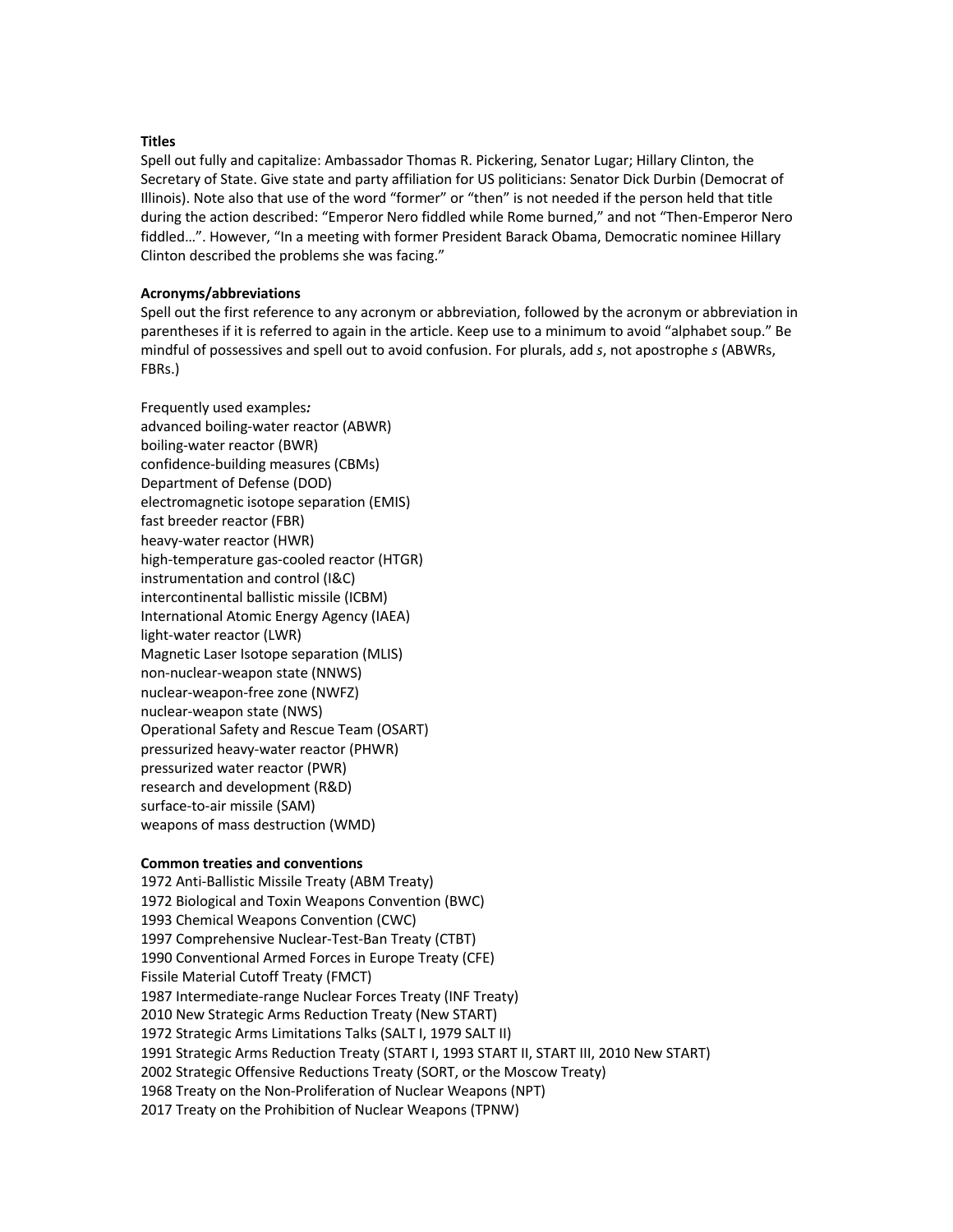**Titles**

Spell out fully and capitalize: Ambassador Thomas R. Pickering, Senator Lugar; Hillary Clinton, the Secretary of State. Give state and party affiliation for US politicians: Senator Dick Durbin (Democrat of Illinois). Note also that use of the word "former" or "then" is not needed if the person held that title during the action described: "Emperor Nero fiddled while Rome burned," and not "Then-Emperor Nero fiddled…". However, "In a meeting with former President Barack Obama, Democratic nominee Hillary Clinton described the problems she was facing."

**Acronyms/abbreviations**

Spell out the first reference to any acronym or abbreviation, followed by the acronym or abbreviation in parentheses if it is referred to again in the article. Keep use to a minimum to avoid "alphabet soup." Be mindful of possessives and spell out to avoid confusion. For plurals, add *s*, not apostrophe *s* (ABWRs, FBRs.)

Frequently used examples***:***

advanced boiling-water reactor (ABWR)
boiling-water reactor (BWR)
confidence-building measures (CBMs)
Department of Defense (DOD)
electromagnetic isotope separation (EMIS)
fast breeder reactor (FBR)
heavy-water reactor (HWR)
high-temperature gas-cooled reactor (HTGR)
instrumentation and control (I&C)
intercontinental ballistic missile (ICBM)
International Atomic Energy Agency (IAEA)
light-water reactor (LWR)
Magnetic Laser Isotope separation (MLIS)
non-nuclear-weapon state (NNWS)
nuclear-weapon-free zone (NWFZ)
nuclear-weapon state (NWS)
Operational Safety and Rescue Team (OSART)
pressurized heavy-water reactor (PHWR)
pressurized water reactor (PWR)
research and development (R&D)
surface-to-air missile (SAM)
weapons of mass destruction (WMD)

**Common treaties and conventions**

1972 Anti-Ballistic Missile Treaty (ABM Treaty)
1972 Biological and Toxin Weapons Convention (BWC)
1993 Chemical Weapons Convention (CWC)
1997 Comprehensive Nuclear-Test-Ban Treaty (CTBT)
1990 Conventional Armed Forces in Europe Treaty (CFE)
Fissile Material Cutoff Treaty (FMCT)
1987 Intermediate-range Nuclear Forces Treaty (INF Treaty)
2010 New Strategic Arms Reduction Treaty (New START)
1972 Strategic Arms Limitations Talks (SALT I, 1979 SALT II)
1991 Strategic Arms Reduction Treaty (START I, 1993 START II, START III, 2010 New START)
2002 Strategic Offensive Reductions Treaty (SORT, or the Moscow Treaty)
1968 Treaty on the Non-Proliferation of Nuclear Weapons (NPT)
2017 Treaty on the Prohibition of Nuclear Weapons (TPNW)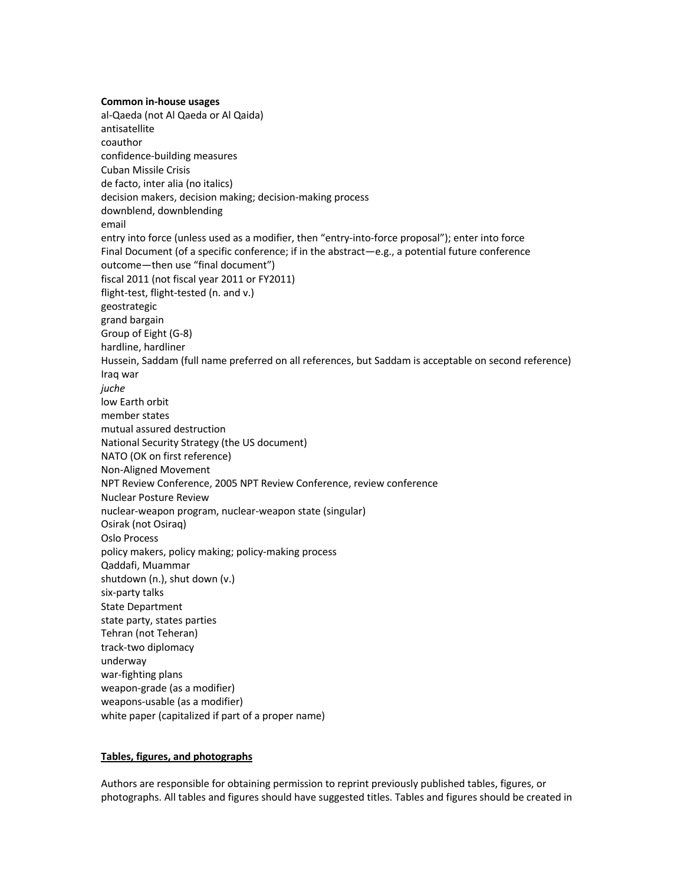**Common in-house usages**

al-Qaeda (not Al Qaeda or Al Qaida)
antisatellite
coauthor
confidence-building measures
Cuban Missile Crisis
de facto, inter alia (no italics)
decision makers, decision making; decision-making process
downblend, downblending
email
entry into force (unless used as a modifier, then "entry-into-force proposal"); enter into force
Final Document (of a specific conference; if in the abstract—e.g., a potential future conference outcome—then use "final document")
fiscal 2011 (not fiscal year 2011 or FY2011)
flight-test, flight-tested (n. and v.)
geostrategic
grand bargain
Group of Eight (G-8)
hardline, hardliner
Hussein, Saddam (full name preferred on all references, but Saddam is acceptable on second reference)
Iraq war
*juche*
low Earth orbit
member states
mutual assured destruction
National Security Strategy (the US document)
NATO (OK on first reference)
Non-Aligned Movement
NPT Review Conference, 2005 NPT Review Conference, review conference
Nuclear Posture Review
nuclear-weapon program, nuclear-weapon state (singular)
Osirak (not Osiraq)
Oslo Process
policy makers, policy making; policy-making process
Qaddafi, Muammar
shutdown (n.), shut down (v.)
six-party talks
State Department
state party, states parties
Tehran (not Teheran)
track-two diplomacy
underway
war-fighting plans
weapon-grade (as a modifier)
weapons-usable (as a modifier)
white paper (capitalized if part of a proper name)

**<u>Tables, figures, and photographs</u>**

Authors are responsible for obtaining permission to reprint previously published tables, figures, or photographs. All tables and figures should have suggested titles. Tables and figures should be created in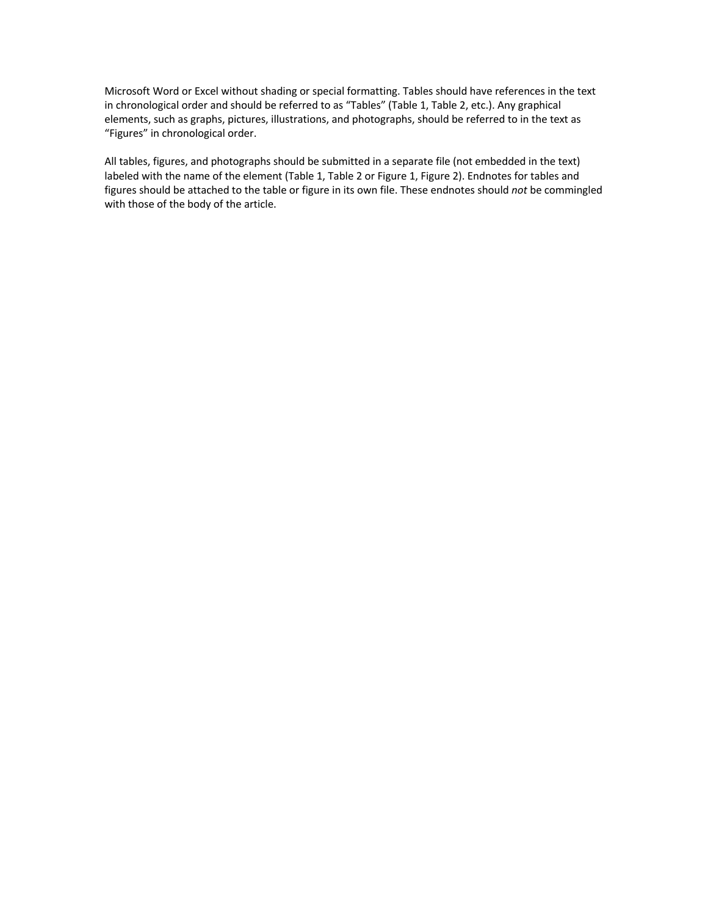Microsoft Word or Excel without shading or special formatting. Tables should have references in the text in chronological order and should be referred to as “Tables” (Table 1, Table 2, etc.). Any graphical elements, such as graphs, pictures, illustrations, and photographs, should be referred to in the text as “Figures” in chronological order.

All tables, figures, and photographs should be submitted in a separate file (not embedded in the text) labeled with the name of the element (Table 1, Table 2 or Figure 1, Figure 2). Endnotes for tables and figures should be attached to the table or figure in its own file. These endnotes should *not* be commingled with those of the body of the article.